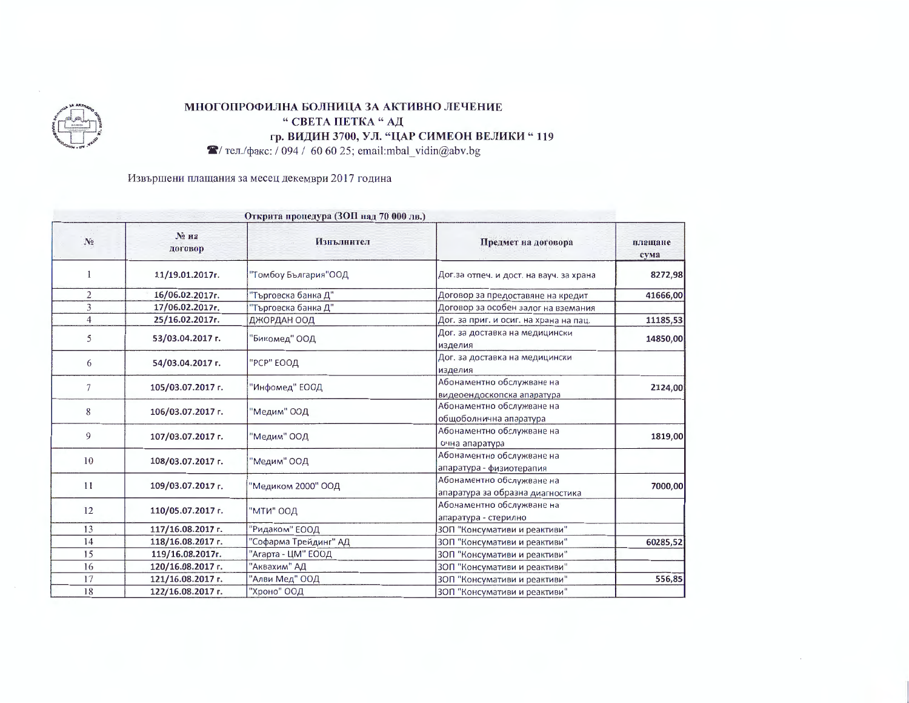# МНОГОПРОФИЛНА БОЛНИЦА ЗА АКТИВНО ЛЕЧЕНИЕ
## " СВЕТА ПЕТКА " АД
### гр. ВИДИН 3700, УЛ. "ЦАР СИМЕОН ВЕЛИКИ " 119

☎/ тел./факс: / 094 / 60 60 25; email:mbal_vidin@abv.bg

Извършени плащания за месец декември 2017 година

**Открита процедура (ЗОП над 70 000 лв.)**

| № | № на договор | Изпълнител | Предмет на договора | плащане сума |
|---|---|---|---|---|
| 1 | 11/19.01.2017г. | "Томбоу България"ООД | Дог.за отпеч. и дост. на вауч. за храна | 8272,98 |
| 2 | 16/06.02.2017г. | "Търговска банка Д" | Договор за предоставяне на кредит | 41666,00 |
| 3 | 17/06.02.2017г. | "Търговска банка Д" | Договор за особен залог на вземания | |
| 4 | 25/16.02.2017г. | ДЖОРДАН ООД | Дог. за приг. и осиг. на храна на пац. | 11185,53 |
| 5 | 53/03.04.2017 г. | "Бикомед" ООД | Дог. за доставка на медицински изделия | 14850,00 |
| 6 | 54/03.04.2017 г. | "РСР" ЕООД | Дог. за доставка на медицински изделия | |
| 7 | 105/03.07.2017 г. | "Инфомед" ЕООД | Абонаментно обслужване на видеоендоскопска апаратура | 2124,00 |
| 8 | 106/03.07.2017 г. | "Медим" ООД | Абонаментно обслужване на общоболнична апаратура | |
| 9 | 107/03.07.2017 г. | "Медим" ООД | Абонаментно обслужване на очна апаратура | 1819,00 |
| 10 | 108/03.07.2017 г. | "Медим" ООД | Абонаментно обслужване на апаратура - физиотерапия | |
| 11 | 109/03.07.2017 г. | "Медиком 2000" ООД | Абонаментно обслужване на апаратура за образна диагностика | 7000,00 |
| 12 | 110/05.07.2017 г. | "МТИ" ООД | Абонаментно обслужване на апаратура - стерилно | |
| 13 | 117/16.08.2017 г. | "Ридаком" ЕООД | ЗОП "Консумативи и реактиви" | |
| 14 | 118/16.08.2017 г. | "Софарма Трейдинг" АД | ЗОП "Консумативи и реактиви" | 60285,52 |
| 15 | 119/16.08.2017г. | "Агарта - ЦМ" ЕООД | ЗОП "Консумативи и реактиви" | |
| 16 | 120/16.08.2017 г. | "Аквахим" АД | ЗОП "Консумативи и реактиви" | |
| 17 | 121/16.08.2017 г. | "Алви Мед" ООД | ЗОП "Консумативи и реактиви" | 556,85 |
| 18 | 122/16.08.2017 г. | "Хроно" ООД | ЗОП "Консумативи и реактиви" | |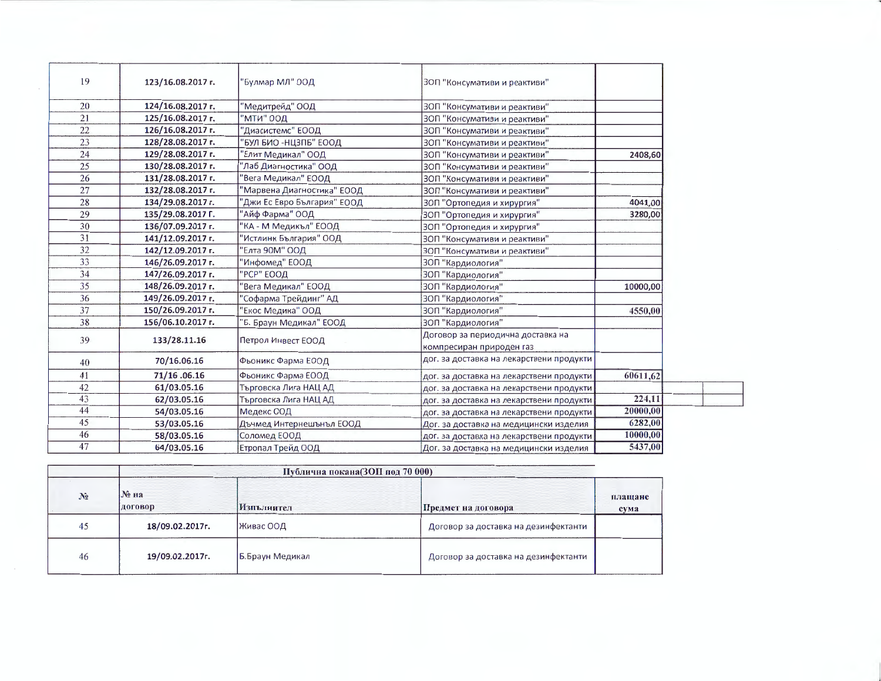| | | | | |
|---|---|---|---|---|
| 19 | 123/16.08.2017 г. | "Булмар МЛ" ООД | ЗОП "Консумативи и реактиви" | |
| 20 | 124/16.08.2017 г. | "Медитрейд" ООД | ЗОП "Консумативи и реактиви" | |
| 21 | 125/16.08.2017 г. | "МТИ" ООД | ЗОП "Консумативи и реактиви" | |
| 22 | 126/16.08.2017 г. | "Диасистемс" ЕООД | ЗОП "Консумативи и реактиви" | |
| 23 | 128/28.08.2017 г. | "БУЛ БИО -НЦЗПБ" ЕООД | ЗОП "Консумативи и реактиви" | |
| 24 | 129/28.08.2017 г. | "Елит Медикал" ООД | ЗОП "Консумативи и реактиви" | 2408,60 |
| 25 | 130/28.08.2017 г. | "Лаб Диагностика" ООД | ЗОП "Консумативи и реактиви" | |
| 26 | 131/28.08.2017 г. | "Вега Медикал" ЕООД | ЗОП "Консумативи и реактиви" | |
| 27 | 132/28.08.2017 г. | "Марвена Диагностика" ЕООД | ЗОП "Консумативи и реактиви" | |
| 28 | 134/29.08.2017 г. | "Джи Ес Евро България" ЕООД | ЗОП "Ортопедия и хирургия" | 4041,00 |
| 29 | 135/29.08.2017 Г. | "Айф Фарма" ООД | ЗОП "Ортопедия и хирургия" | 3280,00 |
| 30 | 136/07.09.2017 г. | "КА - М Медикъл" ЕООД | ЗОП "Ортопедия и хирургия" | |
| 31 | 141/12.09.2017 г. | "Истлинк България" ООД | ЗОП "Консумативи и реактиви" | |
| 32 | 142/12.09.2017 г. | "Елта 90М" ООД | ЗОП "Консумативи и реактиви" | |
| 33 | 146/26.09.2017 г. | "Инфомед" ЕООД | ЗОП "Кардиология" | |
| 34 | 147/26.09.2017 г. | "РСР" ЕООД | ЗОП "Кардиология" | |
| 35 | 148/26.09.2017 г. | "Вега Медикал" ЕООД | ЗОП "Кардиология" | 10000,00 |
| 36 | 149/26.09.2017 г. | "Софарма Трейдинг" АД | ЗОП "Кардиология" | |
| 37 | 150/26.09.2017 г. | "Екос Медика" ООД | ЗОП "Кардиология" | 4550,00 |
| 38 | 156/06.10.2017 г. | "Б. Браун Медикал" ЕООД | ЗОП "Кардиология" | |
| 39 | 133/28.11.16 | Петрол Инвест ЕООД | Договор за периодична доставка на компресиран природен газ | |
| 40 | 70/16.06.16 | Фьоникс Фарма ЕООД | дог. за доставка на лекарствени продукти | |
| 41 | 71/16 .06.16 | Фьоникс Фарма ЕООД | дог. за доставка на лекарствени продукти | 60611,62 |
| 42 | 61/03.05.16 | Търговска Лига НАЦ АД | дог. за доставка на лекарствени продукти | |
| 43 | 62/03.05.16 | Търговска Лига НАЦ АД | дог. за доставка на лекарствени продукти | 224,11 |
| 44 | 54/03.05.16 | Медекс ООД | дог. за доставка на лекарствени продукти | 20000,00 |
| 45 | 53/03.05.16 | Дъчмед Интернешънъл ЕООД | Дог. за доставка на медицински изделия | 6282,00 |
| 46 | 58/03.05.16 | Соломед ЕООД | дог. за доставка на лекарствени продукти | 10000,00 |
| 47 | 64/03.05.16 | Етропал Трейд ООД | Дог. за доставка на медицински изделия | 5437,00 |

| | Публична покана(ЗОП под 70 000) | | | |
|---|---|---|---|---|
| № | № на договор | Изпълнител | Предмет на договора | плащане сума |
| 45 | 18/09.02.2017г. | Живас ООД | Договор за доставка на дезинфектанти | |
| 46 | 19/09.02.2017г. | Б.Браун Медикал | Договор за доставка на дезинфектанти | |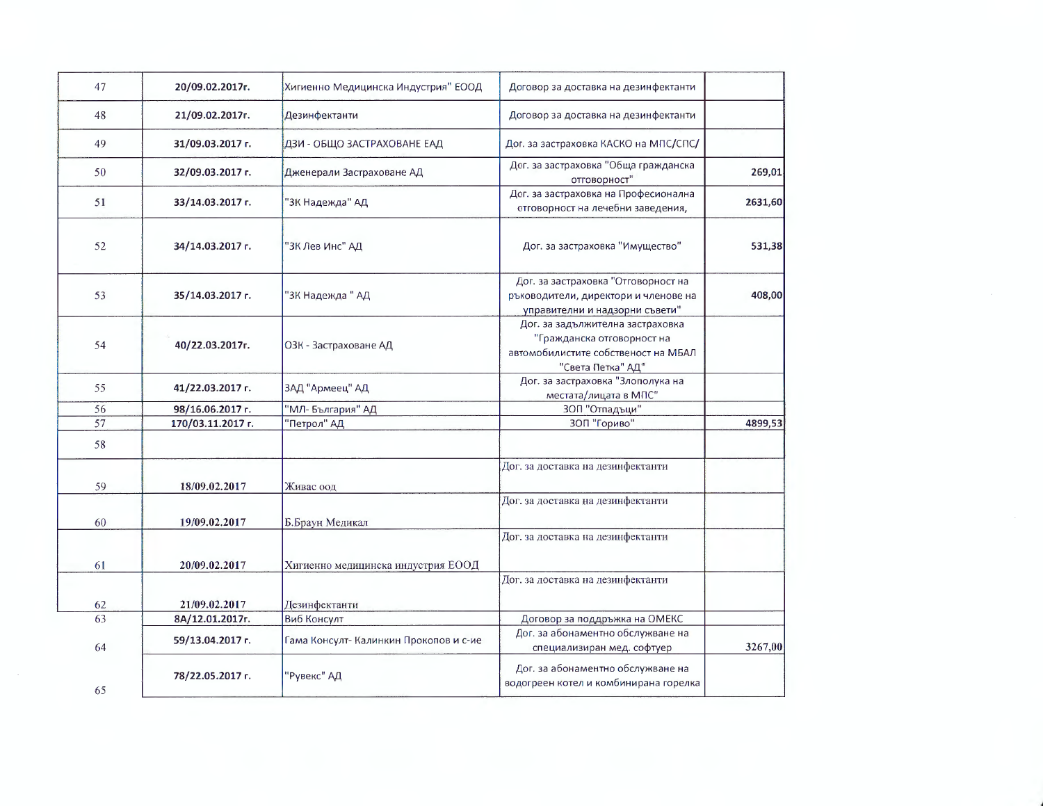| | | | | |
|---|---|---|---|---|
| 47 | **20/09.02.2017г.** | Хигиенно Медицинска Индустрия" ЕООД | Договор за доставка на дезинфектанти | |
| 48 | **21/09.02.2017г.** | Дезинфектанти | Договор за доставка на дезинфектанти | |
| 49 | **31/09.03.2017 г.** | ДЗИ - ОБЩО ЗАСТРАХОВАНЕ ЕАД | Дог. за застраховка КАСКО на МПС/СПС/ | |
| 50 | **32/09.03.2017 г.** | Дженерали Застраховане АД | Дог. за застраховка "Обща гражданска отговорност" | **269,01** |
| 51 | **33/14.03.2017 г.** | "ЗК Надежда" АД | Дог. за застраховка на Професионална отговорност на лечебни заведения, | **2631,60** |
| 52 | **34/14.03.2017 г.** | "ЗК Лев Инс" АД | Дог. за застраховка "Имущество" | **531,38** |
| 53 | **35/14.03.2017 г.** | "ЗК Надежда " АД | Дог. за застраховка "Отговорност на ръководители, директори и членове на управителни и надзорни съвети" | **408,00** |
| 54 | **40/22.03.2017г.** | ОЗК - Застраховане АД | Дог. за задължителна застраховка "Гражданска отговорност на автомобилистите собственост на МБАЛ "Света Петка" АД" | |
| 55 | **41/22.03.2017 г.** | ЗАД "Армеец" АД | Дог. за застраховка "Злополука на местата/лицата в МПС" | |
| 56 | **98/16.06.2017 г.** | "МЛ- България" АД | ЗОП "Отпадъци" | |
| 57 | **170/03.11.2017 г.** | "Петрол" АД | ЗОП "Гориво" | **4899,53** |
| 58 | | | | |
| 59 | **18/09.02.2017** | Живас оод | Дог. за доставка на дезинфектанти | |
| 60 | **19/09.02.2017** | Б.Браун Медикал | Дог. за доставка на дезинфектанти | |
| 61 | **20/09.02.2017** | Хигиенно медицинска индустрия ЕООД | Дог. за доставка на дезинфектанти | |
| 62 | **21/09.02.2017** | Дезинфектанти | Дог. за доставка на дезинфектанти | |
| 63 | **8А/12.01.2017г.** | Виб Консулт | Договор за поддръжка на ОМЕКС | |
| 64 | **59/13.04.2017 г.** | Гама Консулт- Калинкин Прокопов и с-ие | Дог. за абонаментно обслужване на специализиран мед. софтуер | **3267,00** |
| 65 | **78/22.05.2017 г.** | "Рувекс" АД | Дог. за абонаментно обслужване на водогреен котел и комбинирана горелка | |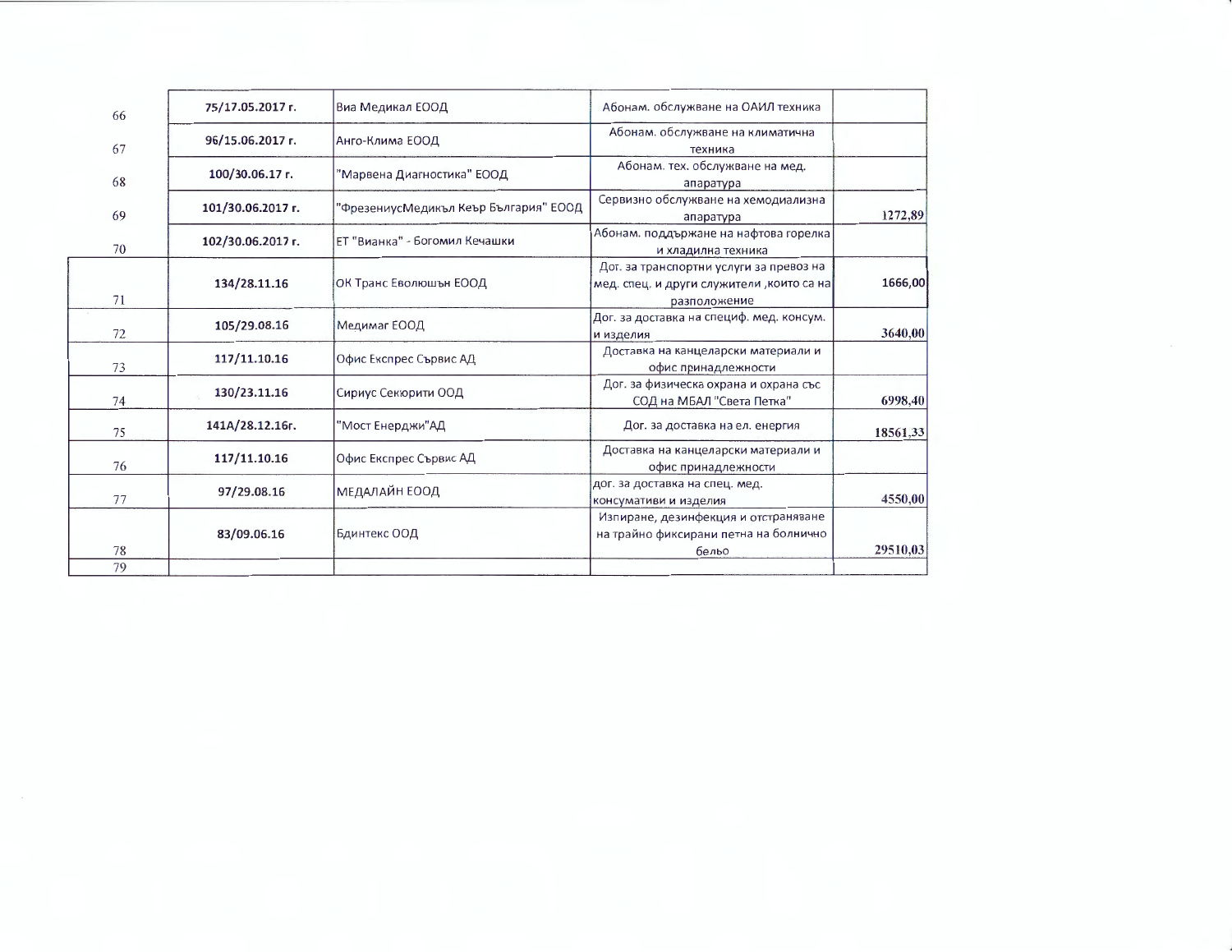| | | | | |
|---|---|---|---|---|
| 66 | 75/17.05.2017 г. | Виа Медикал ЕООД | Абонам. обслужване на ОАИЛ техника | |
| 67 | 96/15.06.2017 г. | Анго-Клима ЕООД | Абонам. обслужване на климатична техника | |
| 68 | 100/30.06.17 г. | "Марвена Диагностика" ЕООД | Абонам. тех. обслужване на мед. апаратура | |
| 69 | 101/30.06.2017 г. | "ФрезениусМедикъл Кеър България" ЕООД | Сервизно обслужване на хемодиализна апаратура | 1272,89 |
| 70 | 102/30.06.2017 г. | ЕТ "Вианка" - Богомил Кечашки | Абонам. поддържане на нафтова горелка и хладилна техника | |
| 71 | 134/28.11.16 | ОК Транс Еволюшън ЕООД | Дог. за транспортни услуги за превоз на мед. спец. и други служители ,които са на разположение | 1666,00 |
| 72 | 105/29.08.16 | Медимаг ЕООД | Дог. за доставка на специф. мед. консум. и изделия | 3640,00 |
| 73 | 117/11.10.16 | Офис Експрес Сървис АД | Доставка на канцеларски материали и офис принадлежности | |
| 74 | 130/23.11.16 | Сириус Секюрити ООД | Дог. за физическа охрана и охрана със СОД на МБАЛ "Света Петка" | 6998,40 |
| 75 | 141А/28.12.16г. | "Мост Енерджи"АД | Дог. за доставка на ел. енергия | 18561,33 |
| 76 | 117/11.10.16 | Офис Експрес Сървис АД | Доставка на канцеларски материали и офис принадлежности | |
| 77 | 97/29.08.16 | МЕДАЛАЙН ЕООД | дог. за доставка на спец. мед. консумативи и изделия | 4550,00 |
| 78 | 83/09.06.16 | Бдинтекс ООД | Изпиране, дезинфекция и отстраняване на трайно фиксирани петна на болнично бельо | 29510,03 |
| 79 | | | | |